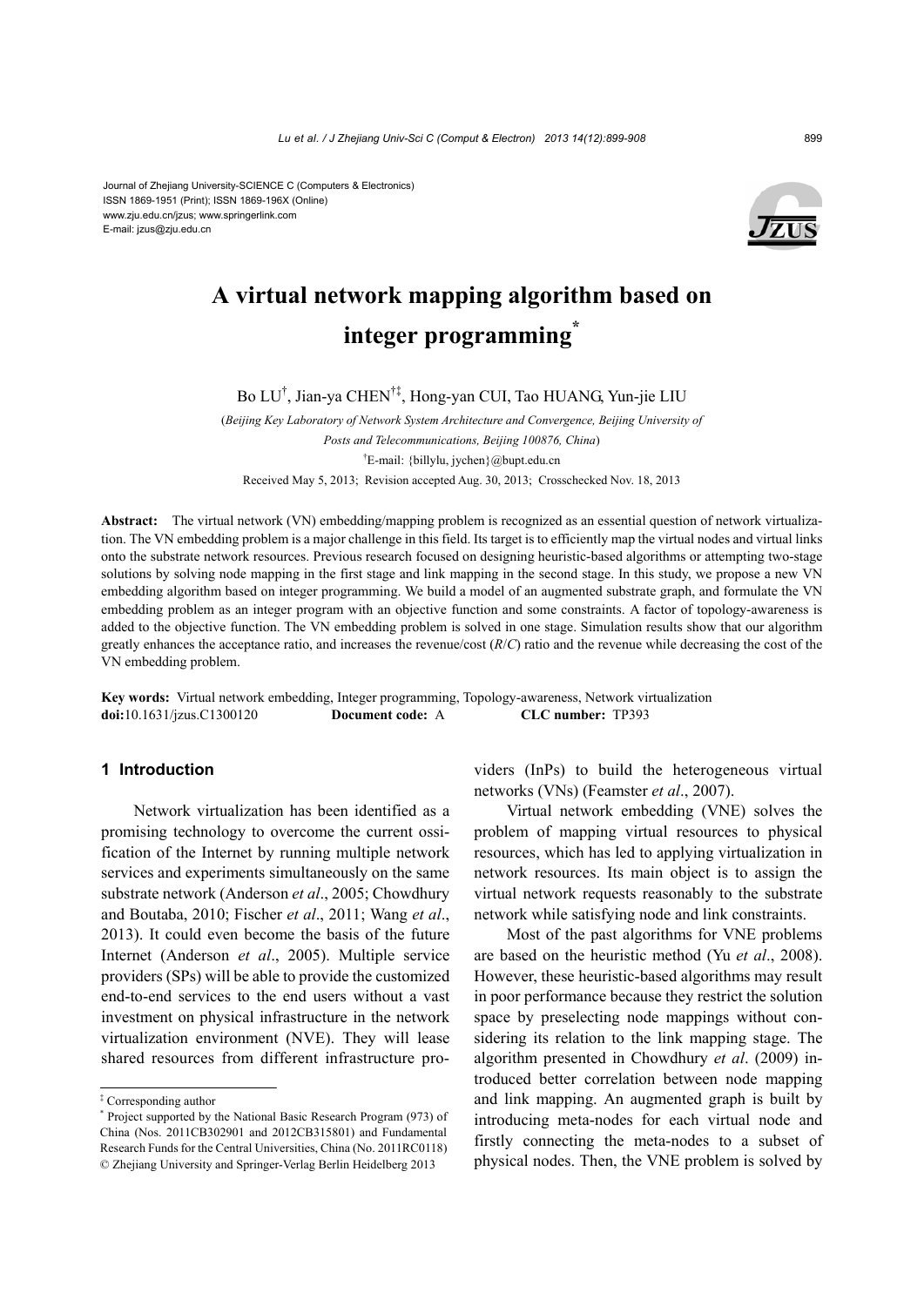Journal of Zhejiang University-SCIENCE C (Computers & Electronics)
ISSN 1869-1951 (Print); ISSN 1869-196X (Online)
www.zju.edu.cn/jzus; www.springerlink.com
E-mail: jzus@zju.edu.cn

# A virtual network mapping algorithm based on integer programming*

Bo LU†, Jian-ya CHEN†‡, Hong-yan CUI, Tao HUANG, Yun-jie LIU

(*Beijing Key Laboratory of Network System Architecture and Convergence, Beijing University of Posts and Telecommunications, Beijing 100876, China*)

†E-mail: {billylu, jychen}@bupt.edu.cn

Received May 5, 2013; Revision accepted Aug. 30, 2013; Crosschecked Nov. 18, 2013

**Abstract:** The virtual network (VN) embedding/mapping problem is recognized as an essential question of network virtualization. The VN embedding problem is a major challenge in this field. Its target is to efficiently map the virtual nodes and virtual links onto the substrate network resources. Previous research focused on designing heuristic-based algorithms or attempting two-stage solutions by solving node mapping in the first stage and link mapping in the second stage. In this study, we propose a new VN embedding algorithm based on integer programming. We build a model of an augmented substrate graph, and formulate the VN embedding problem as an integer program with an objective function and some constraints. A factor of topology-awareness is added to the objective function. The VN embedding problem is solved in one stage. Simulation results show that our algorithm greatly enhances the acceptance ratio, and increases the revenue/cost ($R/C$) ratio and the revenue while decreasing the cost of the VN embedding problem.

**Key words:** Virtual network embedding, Integer programming, Topology-awareness, Network virtualization
**doi:**10.1631/jzus.C1300120 **Document code:** A **CLC number:** TP393

## 1 Introduction

Network virtualization has been identified as a promising technology to overcome the current ossification of the Internet by running multiple network services and experiments simultaneously on the same substrate network (Anderson *et al*., 2005; Chowdhury and Boutaba, 2010; Fischer *et al*., 2011; Wang *et al*., 2013). It could even become the basis of the future Internet (Anderson *et al*., 2005). Multiple service providers (SPs) will be able to provide the customized end-to-end services to the end users without a vast investment on physical infrastructure in the network virtualization environment (NVE). They will lease shared resources from different infrastructure providers (InPs) to build the heterogeneous virtual networks (VNs) (Feamster *et al*., 2007).

Virtual network embedding (VNE) solves the problem of mapping virtual resources to physical resources, which has led to applying virtualization in network resources. Its main object is to assign the virtual network requests reasonably to the substrate network while satisfying node and link constraints.

Most of the past algorithms for VNE problems are based on the heuristic method (Yu *et al*., 2008). However, these heuristic-based algorithms may result in poor performance because they restrict the solution space by preselecting node mappings without considering its relation to the link mapping stage. The algorithm presented in Chowdhury *et al*. (2009) introduced better correlation between node mapping and link mapping. An augmented graph is built by introducing meta-nodes for each virtual node and firstly connecting the meta-nodes to a subset of physical nodes. Then, the VNE problem is solved by

‡ Corresponding author

\* Project supported by the National Basic Research Program (973) of China (Nos. 2011CB302901 and 2012CB315801) and Fundamental Research Funds for the Central Universities, China (No. 2011RC0118)

© Zhejiang University and Springer-Verlag Berlin Heidelberg 2013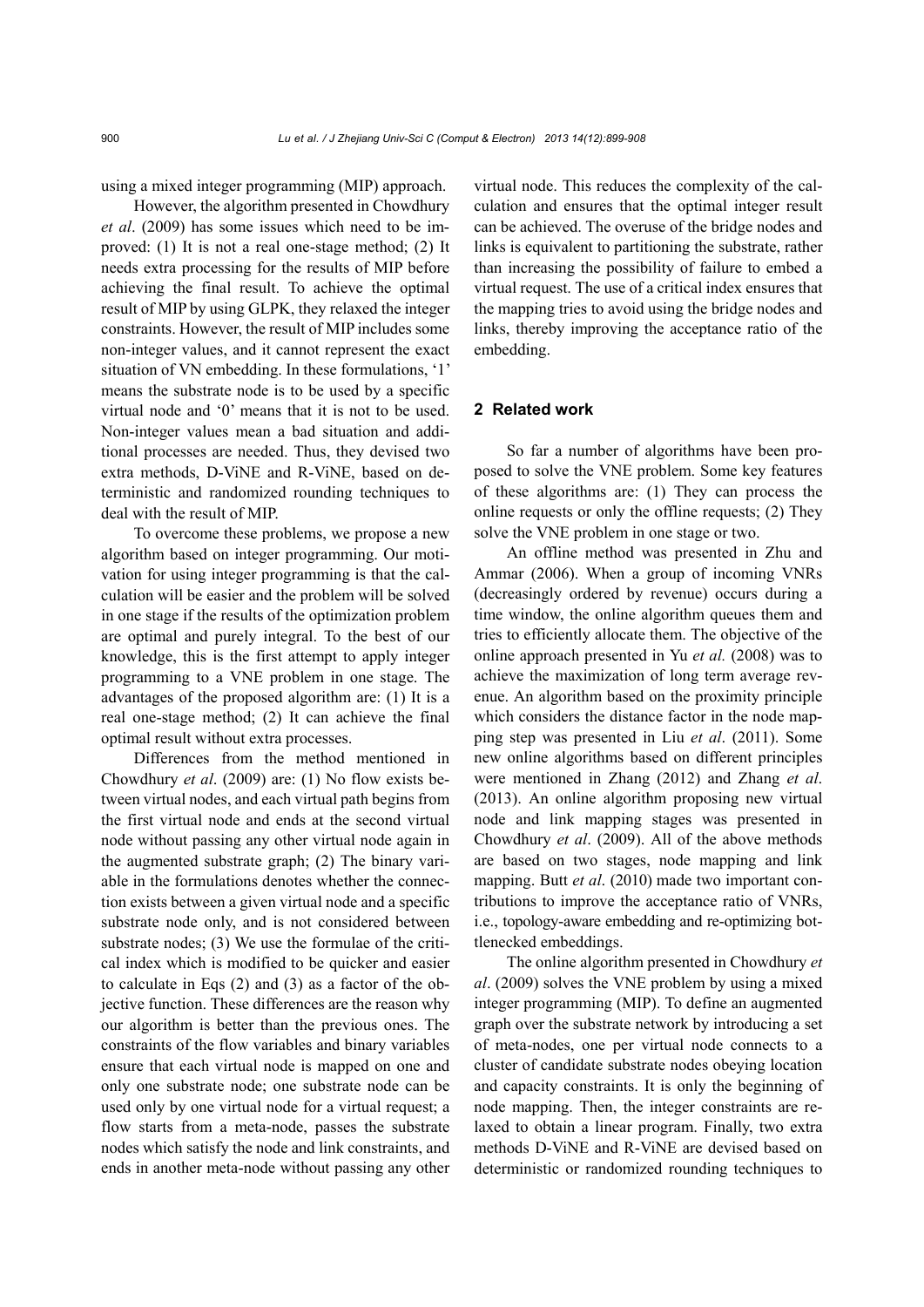using a mixed integer programming (MIP) approach.

However, the algorithm presented in Chowdhury *et al*. (2009) has some issues which need to be improved: (1) It is not a real one-stage method; (2) It needs extra processing for the results of MIP before achieving the final result. To achieve the optimal result of MIP by using GLPK, they relaxed the integer constraints. However, the result of MIP includes some non-integer values, and it cannot represent the exact situation of VN embedding. In these formulations, '1' means the substrate node is to be used by a specific virtual node and '0' means that it is not to be used. Non-integer values mean a bad situation and additional processes are needed. Thus, they devised two extra methods, D-ViNE and R-ViNE, based on deterministic and randomized rounding techniques to deal with the result of MIP.

To overcome these problems, we propose a new algorithm based on integer programming. Our motivation for using integer programming is that the calculation will be easier and the problem will be solved in one stage if the results of the optimization problem are optimal and purely integral. To the best of our knowledge, this is the first attempt to apply integer programming to a VNE problem in one stage. The advantages of the proposed algorithm are: (1) It is a real one-stage method; (2) It can achieve the final optimal result without extra processes.

Differences from the method mentioned in Chowdhury *et al*. (2009) are: (1) No flow exists between virtual nodes, and each virtual path begins from the first virtual node and ends at the second virtual node without passing any other virtual node again in the augmented substrate graph; (2) The binary variable in the formulations denotes whether the connection exists between a given virtual node and a specific substrate node only, and is not considered between substrate nodes; (3) We use the formulae of the critical index which is modified to be quicker and easier to calculate in Eqs (2) and (3) as a factor of the objective function. These differences are the reason why our algorithm is better than the previous ones. The constraints of the flow variables and binary variables ensure that each virtual node is mapped on one and only one substrate node; one substrate node can be used only by one virtual node for a virtual request; a flow starts from a meta-node, passes the substrate nodes which satisfy the node and link constraints, and ends in another meta-node without passing any other virtual node. This reduces the complexity of the calculation and ensures that the optimal integer result can be achieved. The overuse of the bridge nodes and links is equivalent to partitioning the substrate, rather than increasing the possibility of failure to embed a virtual request. The use of a critical index ensures that the mapping tries to avoid using the bridge nodes and links, thereby improving the acceptance ratio of the embedding.

## 2 Related work

So far a number of algorithms have been proposed to solve the VNE problem. Some key features of these algorithms are: (1) They can process the online requests or only the offline requests; (2) They solve the VNE problem in one stage or two.

An offline method was presented in Zhu and Ammar (2006). When a group of incoming VNRs (decreasingly ordered by revenue) occurs during a time window, the online algorithm queues them and tries to efficiently allocate them. The objective of the online approach presented in Yu *et al.* (2008) was to achieve the maximization of long term average revenue. An algorithm based on the proximity principle which considers the distance factor in the node mapping step was presented in Liu *et al*. (2011). Some new online algorithms based on different principles were mentioned in Zhang (2012) and Zhang *et al*. (2013). An online algorithm proposing new virtual node and link mapping stages was presented in Chowdhury *et al*. (2009). All of the above methods are based on two stages, node mapping and link mapping. Butt *et al*. (2010) made two important contributions to improve the acceptance ratio of VNRs, i.e., topology-aware embedding and re-optimizing bottlenecked embeddings.

The online algorithm presented in Chowdhury *et al*. (2009) solves the VNE problem by using a mixed integer programming (MIP). To define an augmented graph over the substrate network by introducing a set of meta-nodes, one per virtual node connects to a cluster of candidate substrate nodes obeying location and capacity constraints. It is only the beginning of node mapping. Then, the integer constraints are relaxed to obtain a linear program. Finally, two extra methods D-ViNE and R-ViNE are devised based on deterministic or randomized rounding techniques to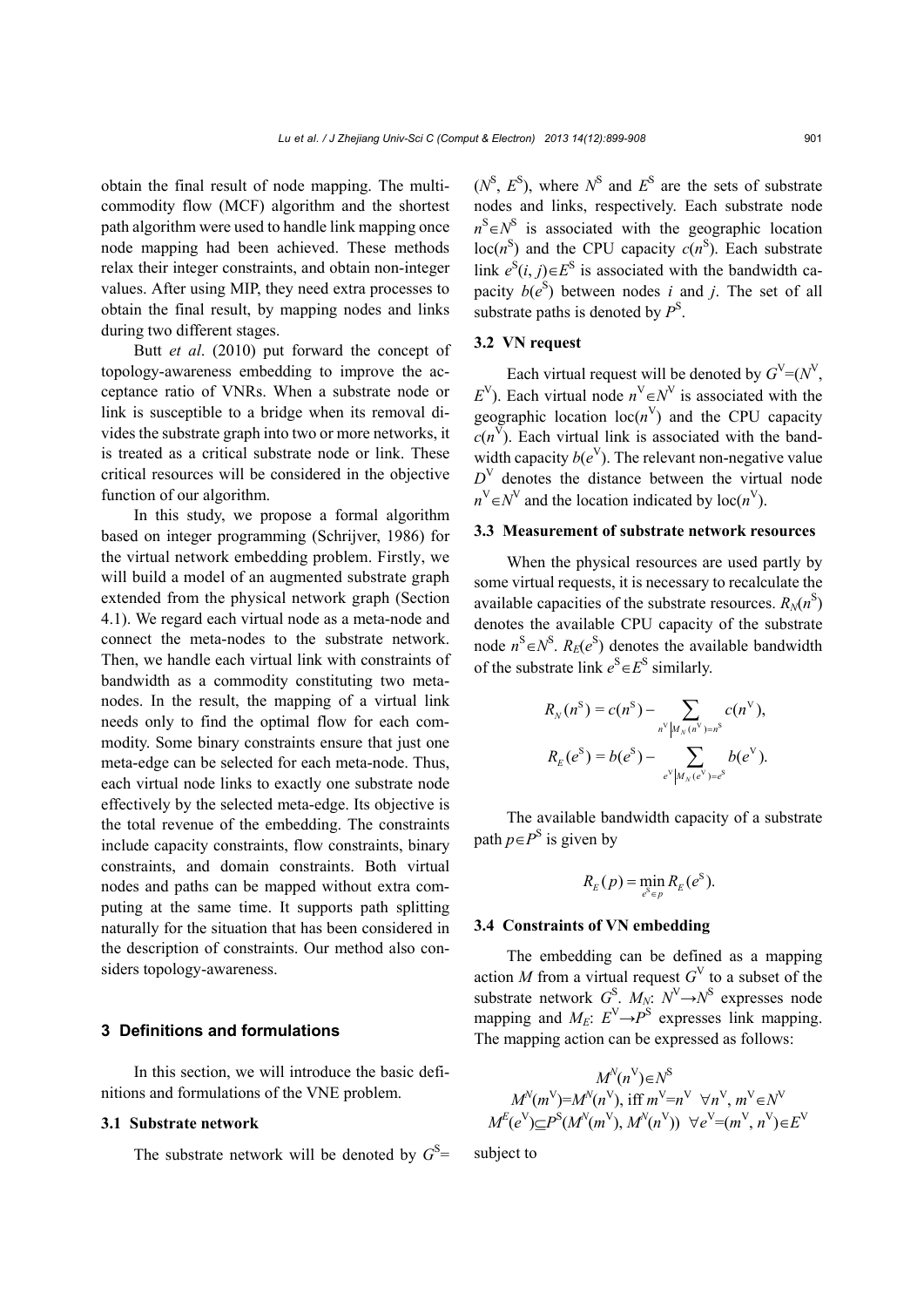obtain the final result of node mapping. The multi-commodity flow (MCF) algorithm and the shortest path algorithm were used to handle link mapping once node mapping had been achieved. These methods relax their integer constraints, and obtain non-integer values. After using MIP, they need extra processes to obtain the final result, by mapping nodes and links during two different stages.

Butt *et al*. (2010) put forward the concept of topology-awareness embedding to improve the acceptance ratio of VNRs. When a substrate node or link is susceptible to a bridge when its removal divides the substrate graph into two or more networks, it is treated as a critical substrate node or link. These critical resources will be considered in the objective function of our algorithm.

In this study, we propose a formal algorithm based on integer programming (Schrijver, 1986) for the virtual network embedding problem. Firstly, we will build a model of an augmented substrate graph extended from the physical network graph (Section 4.1). We regard each virtual node as a meta-node and connect the meta-nodes to the substrate network. Then, we handle each virtual link with constraints of bandwidth as a commodity constituting two meta-nodes. In the result, the mapping of a virtual link needs only to find the optimal flow for each commodity. Some binary constraints ensure that just one meta-edge can be selected for each meta-node. Thus, each virtual node links to exactly one substrate node effectively by the selected meta-edge. Its objective is the total revenue of the embedding. The constraints include capacity constraints, flow constraints, binary constraints, and domain constraints. Both virtual nodes and paths can be mapped without extra computing at the same time. It supports path splitting naturally for the situation that has been considered in the description of constraints. Our method also considers topology-awareness.

## 3 Definitions and formulations

In this section, we will introduce the basic definitions and formulations of the VNE problem.

### 3.1 Substrate network

The substrate network will be denoted by $G^S=(N^S, E^S)$, where $N^S$ and $E^S$ are the sets of substrate nodes and links, respectively. Each substrate node $n^S \in N^S$ is associated with the geographic location $\text{loc}(n^S)$ and the CPU capacity $c(n^S)$. Each substrate link $e^S(i, j) \in E^S$ is associated with the bandwidth capacity $b(e^S)$ between nodes $i$ and $j$. The set of all substrate paths is denoted by $P^S$.

### 3.2 VN request

Each virtual request will be denoted by $G^V=(N^V, E^V)$. Each virtual node $n^V \in N^V$ is associated with the geographic location $\text{loc}(n^V)$ and the CPU capacity $c(n^V)$. Each virtual link is associated with the bandwidth capacity $b(e^V)$. The relevant non-negative value $D^V$ denotes the distance between the virtual node $n^V \in N^V$ and the location indicated by $\text{loc}(n^V)$.

### 3.3 Measurement of substrate network resources

When the physical resources are used partly by some virtual requests, it is necessary to recalculate the available capacities of the substrate resources. $R_N(n^S)$ denotes the available CPU capacity of the substrate node $n^S \in N^S$. $R_E(e^S)$ denotes the available bandwidth of the substrate link $e^S \in E^S$ similarly.

$$R_N(n^S) = c(n^S) - \sum_{n^V | M_N(n^V)=n^S} c(n^V),$$

$$R_E(e^S) = b(e^S) - \sum_{e^V | M_N(e^V)=e^S} b(e^V).$$

The available bandwidth capacity of a substrate path $p \in P^S$ is given by

$$R_E(p) = \min_{e^S \in p} R_E(e^S).$$

### 3.4 Constraints of VN embedding

The embedding can be defined as a mapping action $M$ from a virtual request $G^V$ to a subset of the substrate network $G^S$. $M_N$: $N^V \rightarrow N^S$ expresses node mapping and $M_E$: $E^V \rightarrow P^S$ expresses link mapping. The mapping action can be expressed as follows:

$$M^N(n^V) \in N^S$$

$$M^N(m^V)=M^N(n^V), \text{ iff } m^V=n^V \quad \forall n^V, m^V \in N^V$$

$$M^E(e^V) \subseteq P^S(M^N(m^V), M^N(n^V)) \quad \forall e^V=(m^V, n^V) \in E^V$$

subject to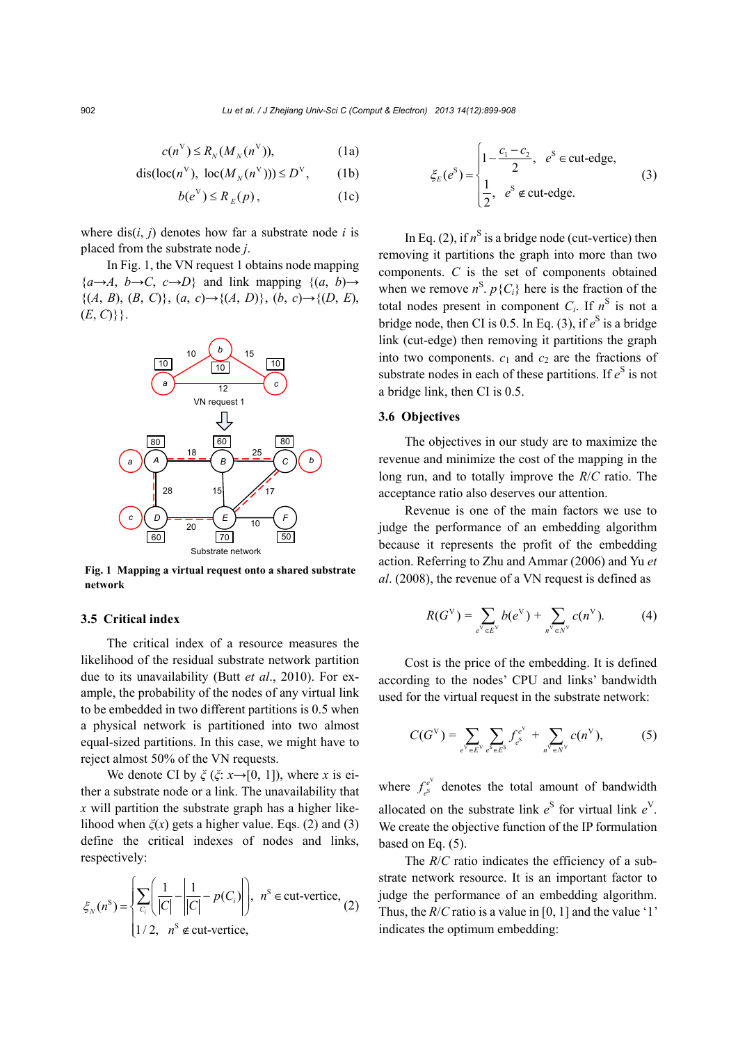$$c(n^{\mathrm{V}}) \le R_N(M_N(n^{\mathrm{V}})), \tag{1a}$$

$$\mathrm{dis}(\mathrm{loc}(n^{\mathrm{V}}),\ \mathrm{loc}(M_N(n^{\mathrm{V}}))) \le D^{\mathrm{V}}, \tag{1b}$$

$$b(e^{\mathrm{V}}) \le R_E(p), \tag{1c}$$

where dis($i$, $j$) denotes how far a substrate node $i$ is placed from the substrate node $j$.

In Fig. 1, the VN request 1 obtains node mapping $\{a\rightarrow A,\ b\rightarrow C,\ c\rightarrow D\}$ and link mapping $\{(a,\ b)\rightarrow\{(A,\ B),\ (B,\ C)\},\ (a,\ c)\rightarrow\{(A,\ D)\},\ (b,\ c)\rightarrow\{(D,\ E),\ (E,\ C)\}\}$.

**Fig. 1 Mapping a virtual request onto a shared substrate network**

### 3.5 Critical index

The critical index of a resource measures the likelihood of the residual substrate network partition due to its unavailability (Butt *et al*., 2010). For example, the probability of the nodes of any virtual link to be embedded in two different partitions is 0.5 when a physical network is partitioned into two almost equal-sized partitions. In this case, we might have to reject almost 50% of the VN requests.

We denote CI by $\xi$ ($\xi$: $x\rightarrow[0, 1]$), where $x$ is either a substrate node or a link. The unavailability that $x$ will partition the substrate graph has a higher likelihood when $\xi(x)$ gets a higher value. Eqs. (2) and (3) define the critical indexes of nodes and links, respectively:

$$\xi_N(n^{\mathrm{S}}) = \begin{cases} \displaystyle\sum_{C_i}\left(\frac{1}{|C|} - \left|\frac{1}{|C|} - p(C_i)\right|\right), & n^{\mathrm{S}} \in \text{cut-vertice}, \\ 1/2, & n^{\mathrm{S}} \notin \text{cut-vertice}, \end{cases} \tag{2}$$

$$\xi_E(e^{\mathrm{S}}) = \begin{cases} 1 - \dfrac{c_1 - c_2}{2}, & e^{\mathrm{S}} \in \text{cut-edge}, \\ \dfrac{1}{2}, & e^{\mathrm{S}} \notin \text{cut-edge}. \end{cases} \tag{3}$$

In Eq. (2), if $n^{\mathrm{S}}$ is a bridge node (cut-vertice) then removing it partitions the graph into more than two components. $C$ is the set of components obtained when we remove $n^{\mathrm{S}}$. $p\{C_i\}$ here is the fraction of the total nodes present in component $C_i$. If $n^{\mathrm{S}}$ is not a bridge node, then CI is 0.5. In Eq. (3), if $e^{\mathrm{S}}$ is a bridge link (cut-edge) then removing it partitions the graph into two components. $c_1$ and $c_2$ are the fractions of substrate nodes in each of these partitions. If $e^{\mathrm{S}}$ is not a bridge link, then CI is 0.5.

### 3.6 Objectives

The objectives in our study are to maximize the revenue and minimize the cost of the mapping in the long run, and to totally improve the $R/C$ ratio. The acceptance ratio also deserves our attention.

Revenue is one of the main factors we use to judge the performance of an embedding algorithm because it represents the profit of the embedding action. Referring to Zhu and Ammar (2006) and Yu *et al*. (2008), the revenue of a VN request is defined as

$$R(G^{\mathrm{V}}) = \sum_{e^{\mathrm{V}}\in E^{\mathrm{V}}} b(e^{\mathrm{V}}) + \sum_{n^{\mathrm{V}}\in N^{\mathrm{V}}} c(n^{\mathrm{V}}). \tag{4}$$

Cost is the price of the embedding. It is defined according to the nodes' CPU and links' bandwidth used for the virtual request in the substrate network:

$$C(G^{\mathrm{V}}) = \sum_{e^{\mathrm{V}}\in E^{\mathrm{V}}} \sum_{e^{\mathrm{S}}\in E^{\mathrm{S}}} f_{e^{\mathrm{S}}}^{e^{\mathrm{V}}} + \sum_{n^{\mathrm{V}}\in N^{\mathrm{V}}} c(n^{\mathrm{V}}), \tag{5}$$

where $f_{e^{\mathrm{S}}}^{e^{\mathrm{V}}}$ denotes the total amount of bandwidth allocated on the substrate link $e^{\mathrm{S}}$ for virtual link $e^{\mathrm{V}}$. We create the objective function of the IP formulation based on Eq. (5).

The $R/C$ ratio indicates the efficiency of a substrate network resource. It is an important factor to judge the performance of an embedding algorithm. Thus, the $R/C$ ratio is a value in [0, 1] and the value '1' indicates the optimum embedding: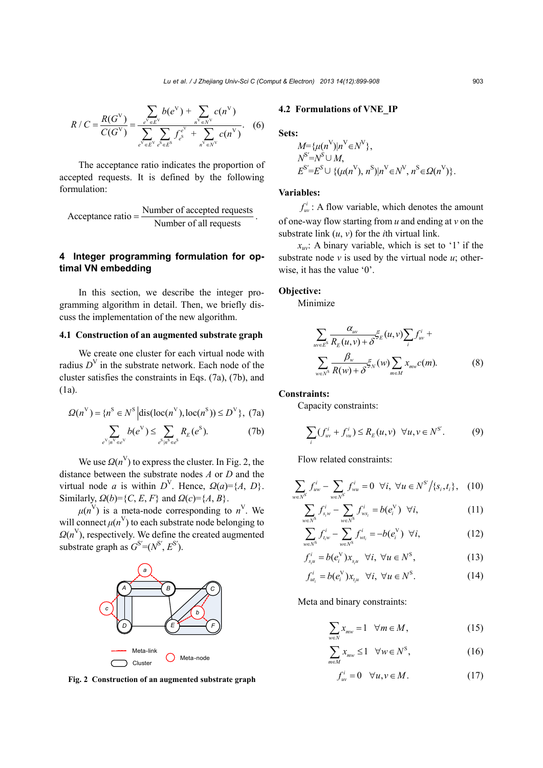$$R/C = \frac{R(G^{\text{V}})}{C(G^{\text{V}})} = \frac{\sum_{e^{\text{V}} \in E^{\text{V}}} b(e^{\text{V}}) + \sum_{n^{\text{V}} \in N^{\text{V}}} c(n^{\text{V}})}{\sum_{e^{\text{V}} \in E^{\text{V}}} \sum_{e^{\text{S}} \in E^{\text{S}}} f_{e^{\text{S}}}^{e^{\text{V}}} + \sum_{n^{\text{V}} \in N^{\text{V}}} c(n^{\text{V}})}. \quad (6)$$

The acceptance ratio indicates the proportion of accepted requests. It is defined by the following formulation:

$$\text{Acceptance ratio} = \frac{\text{Number of accepted requests}}{\text{Number of all requests}}.$$

## 4 Integer programming formulation for optimal VN embedding

In this section, we describe the integer programming algorithm in detail. Then, we briefly discuss the implementation of the new algorithm.

### 4.1 Construction of an augmented substrate graph

We create one cluster for each virtual node with radius $D^{\text{V}}$ in the substrate network. Each node of the cluster satisfies the constraints in Eqs. (7a), (7b), and (1a).

$$\Omega(n^{\text{V}}) = \{n^{\text{S}} \in N^{\text{S}} \,|\, \text{dis}(\text{loc}(n^{\text{V}}), \text{loc}(n^{\text{S}})) \le D^{\text{V}}\}, \quad (7\text{a})$$

$$\sum_{e^{\text{V}} | n^{\text{V}} \in e^{\text{V}}} b(e^{\text{V}}) \le \sum_{e^{\text{S}} | n^{\text{S}} \in e^{\text{S}}} R_E(e^{\text{S}}). \quad (7\text{b})$$

We use $\Omega(n^{\text{V}})$ to express the cluster. In Fig. 2, the distance between the substrate nodes $A$ or $D$ and the virtual node $a$ is within $D^{\text{V}}$. Hence, $\Omega(a)=\{A, D\}$. Similarly, $\Omega(b)=\{C, E, F\}$ and $\Omega(c)=\{A, B\}$.

$\mu(n^{\text{V}})$ is a meta-node corresponding to $n^{\text{V}}$. We will connect $\mu(n^{\text{V}})$ to each substrate node belonging to $\Omega(n^{\text{V}})$, respectively. We define the created augmented substrate graph as $G^{\text{S}'}=(N^{\text{S}'}, E^{\text{S}'})$.

a
A
B
C
c
b
D
E
F
Meta-link
Cluster
Meta-node

**Fig. 2 Construction of an augmented substrate graph**

### 4.2 Formulations of VNE_IP

**Sets:**

$M=\{\mu(n^{\text{V}}) | n^{\text{V}} \in N^{\text{V}}\}$,

$N^{\text{S}'}=N^{\text{S}} \cup M$,

$E^{\text{S}'}=E^{\text{S}} \cup \{(\mu(n^{\text{V}}), n^{\text{S}}) | n^{\text{V}} \in N^{\text{V}}, n^{\text{S}} \in \Omega(n^{\text{V}})\}$.

**Variables:**

$f_{uv}^{i}$: A flow variable, which denotes the amount of one-way flow starting from $u$ and ending at $v$ on the substrate link $(u, v)$ for the $i$th virtual link.

$x_{uv}$: A binary variable, which is set to '1' if the substrate node $v$ is used by the virtual node $u$; otherwise, it has the value '0'.

**Objective:**

Minimize

$$\sum_{uv \in E^{\text{S}}} \frac{\alpha_{uv}}{R_E(u,v)+\delta} \xi_E(u,v) \sum_i f_{uv}^{i} + \sum_{w \in N^{\text{S}}} \frac{\beta_w}{R(w)+\delta} \xi_N(w) \sum_{m \in M} x_{mw} c(m). \quad (8)$$

**Constraints:**

Capacity constraints:

$$\sum_i (f_{uv}^{i} + f_{vu}^{i}) \le R_E(u,v) \quad \forall u, v \in N^{\text{S}'}. \quad (9)$$

Flow related constraints:

$$\sum_{w \in N^{\text{S}'}} f_{uw}^{i} - \sum_{w \in N^{\text{S}'}} f_{wu}^{i} = 0 \quad \forall i, \ \forall u \in N^{\text{S}'} / \{s_i, t_i\}, \quad (10)$$

$$\sum_{w \in N^{\text{S}}} f_{s_i w}^{i} - \sum_{w \in N^{\text{S}}} f_{w s_i}^{i} = b(e_i^{\text{V}}) \quad \forall i, \quad (11)$$

$$\sum_{w \in N^{\text{S}}} f_{t_i w}^{i} - \sum_{w \in N^{\text{S}}} f_{w t_i}^{i} = -b(e_i^{\text{V}}) \quad \forall i, \quad (12)$$

$$f_{s_i u}^{i} = b(e_i^{\text{V}}) x_{s_i u} \quad \forall i, \ \forall u \in N^{\text{S}}, \quad (13)$$

$$f_{u t_i}^{i} = b(e_i^{\text{V}}) x_{t_i u} \quad \forall i, \ \forall u \in N^{\text{S}}. \quad (14)$$

Meta and binary constraints:

$$\sum_{w \in N} x_{mw} = 1 \quad \forall m \in M, \quad (15)$$

$$\sum_{m \in M} x_{mw} \le 1 \quad \forall w \in N^{\text{S}}, \quad (16)$$

$$f_{uv}^{i} = 0 \quad \forall u, v \in M. \quad (17)$$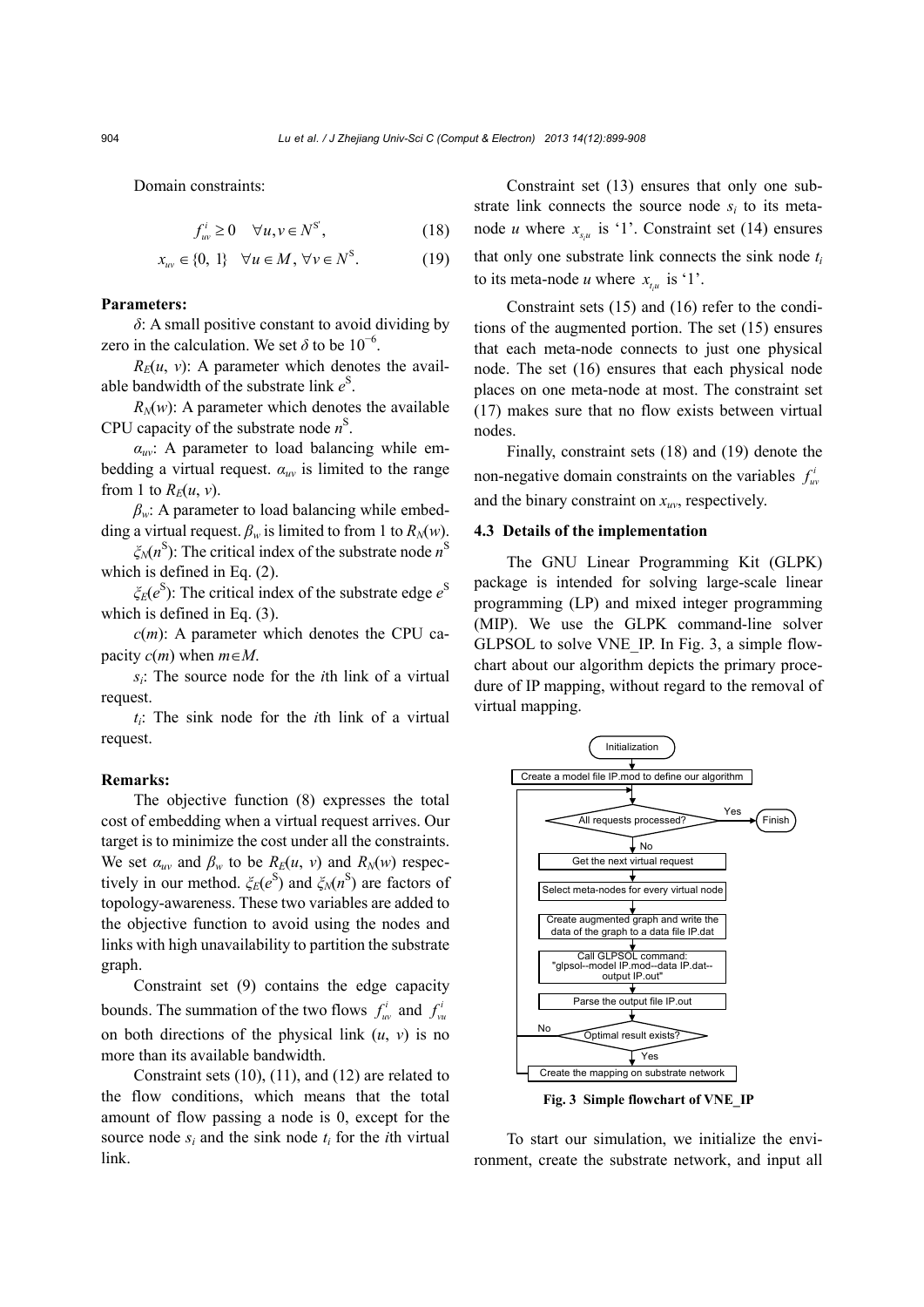Domain constraints:

$$f_{uv}^i \geq 0 \quad \forall u, v \in N^{S'}, \tag{18}$$

$$x_{uv} \in \{0, 1\} \quad \forall u \in M, \forall v \in N^S. \tag{19}$$

**Parameters:**

$\delta$: A small positive constant to avoid dividing by zero in the calculation. We set $\delta$ to be $10^{-6}$.

$R_E(u, v)$: A parameter which denotes the available bandwidth of the substrate link $e^S$.

$R_N(w)$: A parameter which denotes the available CPU capacity of the substrate node $n^S$.

$\alpha_{uv}$: A parameter to load balancing while embedding a virtual request. $\alpha_{uv}$ is limited to the range from 1 to $R_E(u, v)$.

$\beta_w$: A parameter to load balancing while embedding a virtual request. $\beta_w$ is limited to from 1 to $R_N(w)$.

$\xi_N(n^S)$: The critical index of the substrate node $n^S$ which is defined in Eq. (2).

$\xi_E(e^S)$: The critical index of the substrate edge $e^S$ which is defined in Eq. (3).

$c(m)$: A parameter which denotes the CPU capacity $c(m)$ when $m \in M$.

$s_i$: The source node for the $i$th link of a virtual request.

$t_i$: The sink node for the $i$th link of a virtual request.

**Remarks:**

The objective function (8) expresses the total cost of embedding when a virtual request arrives. Our target is to minimize the cost under all the constraints. We set $\alpha_{uv}$ and $\beta_w$ to be $R_E(u, v)$ and $R_N(w)$ respectively in our method. $\xi_E(e^S)$ and $\xi_N(n^S)$ are factors of topology-awareness. These two variables are added to the objective function to avoid using the nodes and links with high unavailability to partition the substrate graph.

Constraint set (9) contains the edge capacity bounds. The summation of the two flows $f_{uv}^i$ and $f_{vu}^i$ on both directions of the physical link $(u, v)$ is no more than its available bandwidth.

Constraint sets (10), (11), and (12) are related to the flow conditions, which means that the total amount of flow passing a node is 0, except for the source node $s_i$ and the sink node $t_i$ for the $i$th virtual link.

Constraint set (13) ensures that only one substrate link connects the source node $s_i$ to its meta-node $u$ where $x_{s_i u}$ is '1'. Constraint set (14) ensures that only one substrate link connects the sink node $t_i$ to its meta-node $u$ where $x_{t_i u}$ is '1'.

Constraint sets (15) and (16) refer to the conditions of the augmented portion. The set (15) ensures that each meta-node connects to just one physical node. The set (16) ensures that each physical node places on one meta-node at most. The constraint set (17) makes sure that no flow exists between virtual nodes.

Finally, constraint sets (18) and (19) denote the non-negative domain constraints on the variables $f_{uv}^i$ and the binary constraint on $x_{uv}$, respectively.

### 4.3 Details of the implementation

The GNU Linear Programming Kit (GLPK) package is intended for solving large-scale linear programming (LP) and mixed integer programming (MIP). We use the GLPK command-line solver GLPSOL to solve VNE_IP. In Fig. 3, a simple flowchart about our algorithm depicts the primary procedure of IP mapping, without regard to the removal of virtual mapping.

Initialization

Create a model file IP.mod to define our algorithm

All requests processed?

Yes

Finish

No

Get the next virtual request

Select meta-nodes for every virtual node

Create augmented graph and write the data of the graph to a data file IP.dat

Call GLPSOL command: "glpsol--model IP.mod--data IP.dat--output IP.out"

Parse the output file IP.out

No

Optimal result exists?

Yes

Create the mapping on substrate network

**Fig. 3 Simple flowchart of VNE_IP**

To start our simulation, we initialize the environment, create the substrate network, and input all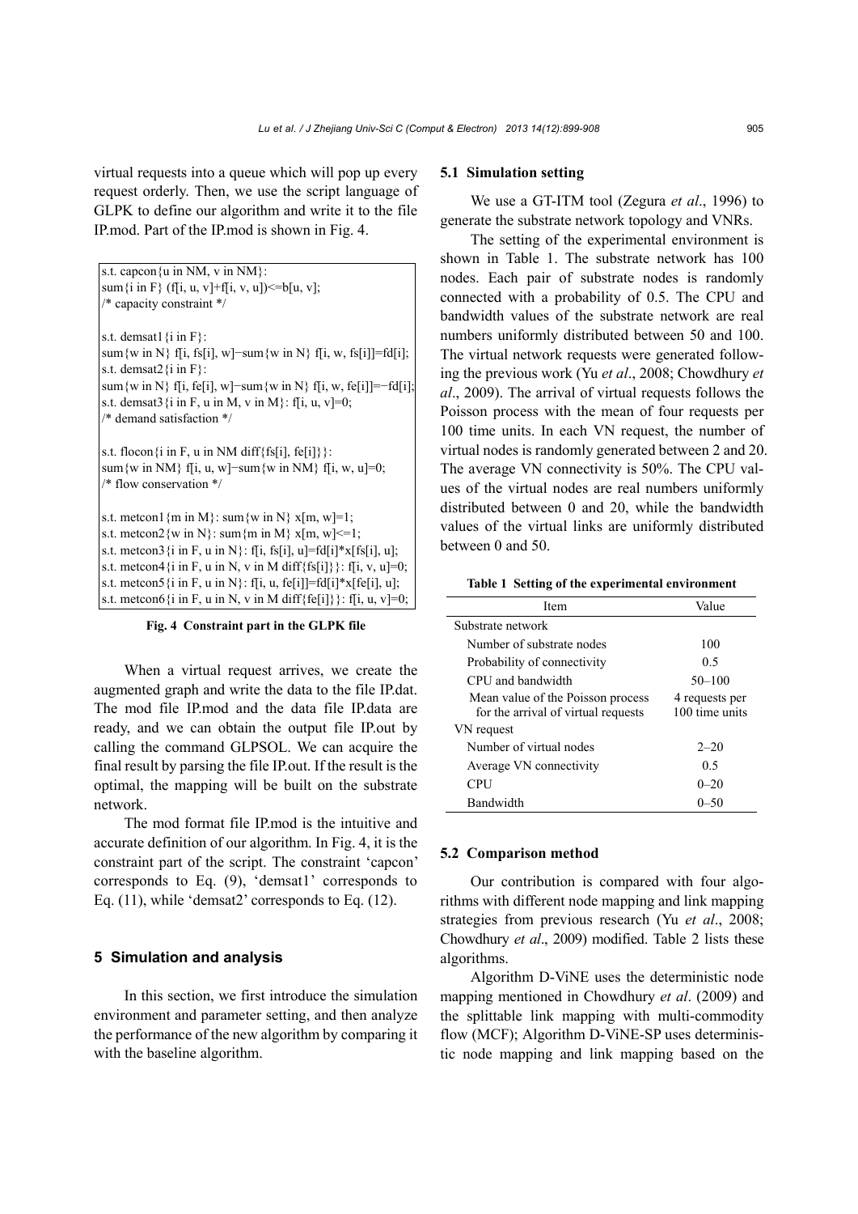virtual requests into a queue which will pop up every request orderly. Then, we use the script language of GLPK to define our algorithm and write it to the file IP.mod. Part of the IP.mod is shown in Fig. 4.

```
s.t. capcon{u in NM, v in NM}:
sum{i in F} (f[i, u, v]+f[i, v, u])<=b[u, v];
/* capacity constraint */

s.t. demsat1{i in F}:
sum{w in N} f[i, fs[i], w]−sum{w in N} f[i, w, fs[i]]=fd[i];
s.t. demsat2{i in F}:
sum{w in N} f[i, fe[i], w]−sum{w in N} f[i, w, fe[i]]=−fd[i];
s.t. demsat3{i in F, u in M, v in M}: f[i, u, v]=0;
/* demand satisfaction */

s.t. flocon{i in F, u in NM diff{fs[i], fe[i]}}:
sum{w in NM} f[i, u, w]−sum{w in NM} f[i, w, u]=0;
/* flow conservation */

s.t. metcon1{m in M}: sum{w in N} x[m, w]=1;
s.t. metcon2{w in N}: sum{m in M} x[m, w]<=1;
s.t. metcon3{i in F, u in N}: f[i, fs[i], u]=fd[i]*x[fs[i], u];
s.t. metcon4{i in F, u in N, v in M diff{fs[i]}}: f[i, v, u]=0;
s.t. metcon5{i in F, u in N}: f[i, u, fe[i]]=fd[i]*x[fe[i], u];
s.t. metcon6{i in F, u in N, v in M diff{fe[i]}}: f[i, u, v]=0;
```

**Fig. 4 Constraint part in the GLPK file**

When a virtual request arrives, we create the augmented graph and write the data to the file IP.dat. The mod file IP.mod and the data file IP.data are ready, and we can obtain the output file IP.out by calling the command GLPSOL. We can acquire the final result by parsing the file IP.out. If the result is the optimal, the mapping will be built on the substrate network.

The mod format file IP.mod is the intuitive and accurate definition of our algorithm. In Fig. 4, it is the constraint part of the script. The constraint 'capcon' corresponds to Eq. (9), 'demsat1' corresponds to Eq. (11), while 'demsat2' corresponds to Eq. (12).

## 5 Simulation and analysis

In this section, we first introduce the simulation environment and parameter setting, and then analyze the performance of the new algorithm by comparing it with the baseline algorithm.

### 5.1 Simulation setting

We use a GT-ITM tool (Zegura *et al*., 1996) to generate the substrate network topology and VNRs.

The setting of the experimental environment is shown in Table 1. The substrate network has 100 nodes. Each pair of substrate nodes is randomly connected with a probability of 0.5. The CPU and bandwidth values of the substrate network are real numbers uniformly distributed between 50 and 100. The virtual network requests were generated following the previous work (Yu *et al*., 2008; Chowdhury *et al*., 2009). The arrival of virtual requests follows the Poisson process with the mean of four requests per 100 time units. In each VN request, the number of virtual nodes is randomly generated between 2 and 20. The average VN connectivity is 50%. The CPU values of the virtual nodes are real numbers uniformly distributed between 0 and 20, while the bandwidth values of the virtual links are uniformly distributed between 0 and 50.

**Table 1 Setting of the experimental environment**

| Item | Value |
|---|---|
| Substrate network | |
| Number of substrate nodes | 100 |
| Probability of connectivity | 0.5 |
| CPU and bandwidth | 50–100 |
| Mean value of the Poisson process for the arrival of virtual requests | 4 requests per 100 time units |
| VN request | |
| Number of virtual nodes | 2–20 |
| Average VN connectivity | 0.5 |
| CPU | 0–20 |
| Bandwidth | 0–50 |

### 5.2 Comparison method

Our contribution is compared with four algorithms with different node mapping and link mapping strategies from previous research (Yu *et al*., 2008; Chowdhury *et al*., 2009) modified. Table 2 lists these algorithms.

Algorithm D-ViNE uses the deterministic node mapping mentioned in Chowdhury *et al*. (2009) and the splittable link mapping with multi-commodity flow (MCF); Algorithm D-ViNE-SP uses deterministic node mapping and link mapping based on the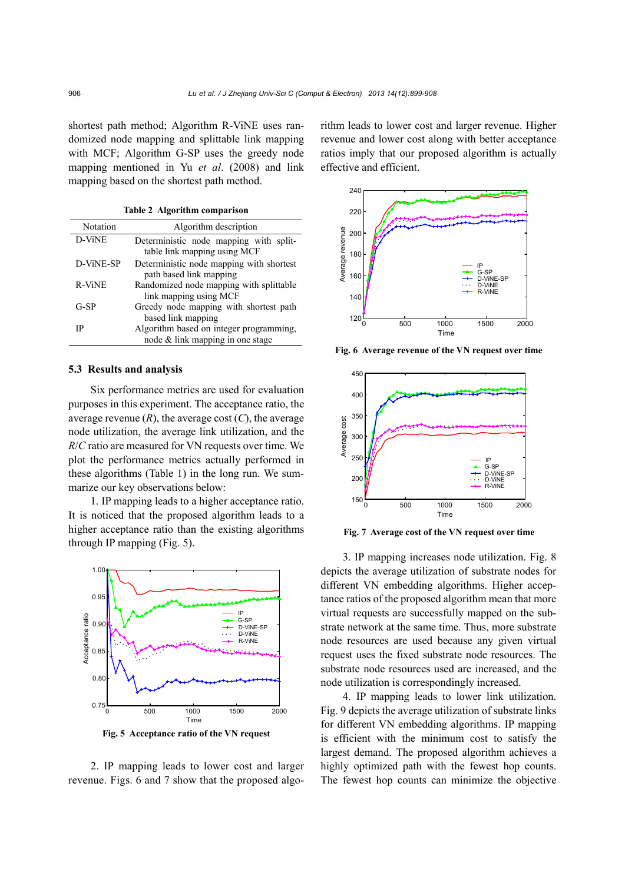shortest path method; Algorithm R-ViNE uses randomized node mapping and splittable link mapping with MCF; Algorithm G-SP uses the greedy node mapping mentioned in Yu *et al*. (2008) and link mapping based on the shortest path method.

**Table 2 Algorithm comparison**

| Notation | Algorithm description |
|---|---|
| D-ViNE | Deterministic node mapping with splittable link mapping using MCF |
| D-ViNE-SP | Deterministic node mapping with shortest path based link mapping |
| R-ViNE | Randomized node mapping with splittable link mapping using MCF |
| G-SP | Greedy node mapping with shortest path based link mapping |
| IP | Algorithm based on integer programming, node & link mapping in one stage |

## 5.3 Results and analysis

Six performance metrics are used for evaluation purposes in this experiment. The acceptance ratio, the average revenue ($R$), the average cost ($C$), the average node utilization, the average link utilization, and the $R/C$ ratio are measured for VN requests over time. We plot the performance metrics actually performed in these algorithms (Table 1) in the long run. We summarize our key observations below:

1. IP mapping leads to a higher acceptance ratio. It is noticed that the proposed algorithm leads to a higher acceptance ratio than the existing algorithms through IP mapping (Fig. 5).

Acceptance ratio
1.00
0.95
0.90
0.85
0.80
0.75
0
500
1000
1500
2000
Time
IP
G-SP
D-ViNE-SP
D-ViNE
R-ViNE

**Fig. 5 Acceptance ratio of the VN request**

2. IP mapping leads to lower cost and larger revenue. Figs. 6 and 7 show that the proposed algorithm leads to lower cost and larger revenue. Higher revenue and lower cost along with better acceptance ratios imply that our proposed algorithm is actually effective and efficient.

Average revenue
240
220
200
180
160
140
120
0
500
1000
1500
2000
Time
IP
G-SP
D-ViNE-SP
D-ViNE
R-ViNE

**Fig. 6 Average revenue of the VN request over time**

Average cost
450
400
350
300
250
200
150
0
500
1000
1500
2000
Time
IP
G-SP
D-ViNE-SP
D-ViNE
R-ViNE

**Fig. 7 Average cost of the VN request over time**

3. IP mapping increases node utilization. Fig. 8 depicts the average utilization of substrate nodes for different VN embedding algorithms. Higher acceptance ratios of the proposed algorithm mean that more virtual requests are successfully mapped on the substrate network at the same time. Thus, more substrate node resources are used because any given virtual request uses the fixed substrate node resources. The substrate node resources used are increased, and the node utilization is correspondingly increased.

4. IP mapping leads to lower link utilization. Fig. 9 depicts the average utilization of substrate links for different VN embedding algorithms. IP mapping is efficient with the minimum cost to satisfy the largest demand. The proposed algorithm achieves a highly optimized path with the fewest hop counts. The fewest hop counts can minimize the objective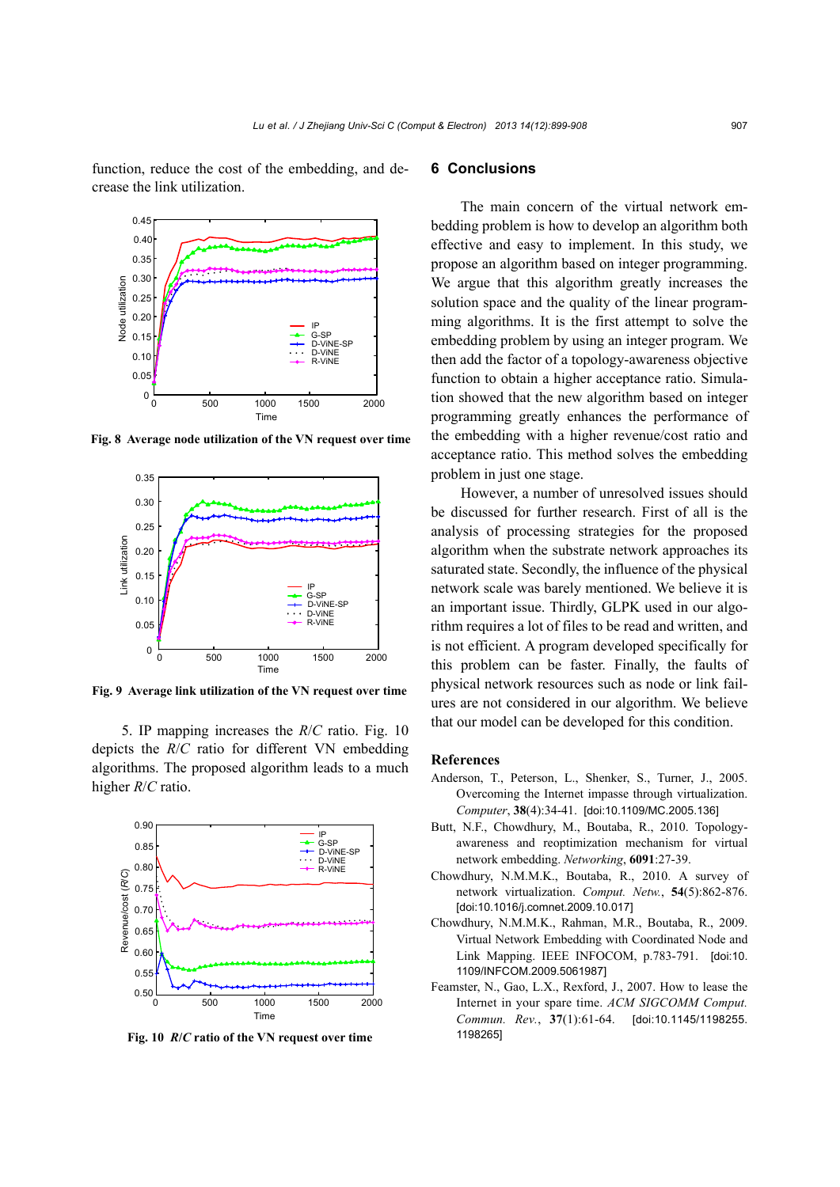function, reduce the cost of the embedding, and decrease the link utilization.

0.45
0.40
0.35
0.30
0.25
0.20
0.15
0.10
0.05
0
Node utilization
0
500
1000
1500
2000
Time
IP
G-SP
D-ViNE-SP
D-ViNE
R-ViNE

**Fig. 8 Average node utilization of the VN request over time**

0.35
0.30
0.25
0.20
0.15
0.10
0.05
0
Link utilization
0
500
1000
1500
2000
Time
IP
G-SP
D-ViNE-SP
D-ViNE
R-ViNE

**Fig. 9 Average link utilization of the VN request over time**

5. IP mapping increases the *R*/*C* ratio. Fig. 10 depicts the *R*/*C* ratio for different VN embedding algorithms. The proposed algorithm leads to a much higher *R*/*C* ratio.

0.90
0.85
0.80
0.75
0.70
0.65
0.60
0.55
0.50
Revenue/cost (*R*/*C*)
0
500
1000
1500
2000
Time
IP
G-SP
D-ViNE-SP
D-ViNE
R-ViNE

**Fig. 10 *R*/*C* ratio of the VN request over time**

## 6 Conclusions

The main concern of the virtual network embedding problem is how to develop an algorithm both effective and easy to implement. In this study, we propose an algorithm based on integer programming. We argue that this algorithm greatly increases the solution space and the quality of the linear programming algorithms. It is the first attempt to solve the embedding problem by using an integer program. We then add the factor of a topology-awareness objective function to obtain a higher acceptance ratio. Simulation showed that the new algorithm based on integer programming greatly enhances the performance of the embedding with a higher revenue/cost ratio and acceptance ratio. This method solves the embedding problem in just one stage.

However, a number of unresolved issues should be discussed for further research. First of all is the analysis of processing strategies for the proposed algorithm when the substrate network approaches its saturated state. Secondly, the influence of the physical network scale was barely mentioned. We believe it is an important issue. Thirdly, GLPK used in our algorithm requires a lot of files to be read and written, and is not efficient. A program developed specifically for this problem can be faster. Finally, the faults of physical network resources such as node or link failures are not considered in our algorithm. We believe that our model can be developed for this condition.

## References

Anderson, T., Peterson, L., Shenker, S., Turner, J., 2005. Overcoming the Internet impasse through virtualization. *Computer*, **38**(4):34-41. [doi:10.1109/MC.2005.136]

Butt, N.F., Chowdhury, M., Boutaba, R., 2010. Topology-awareness and reoptimization mechanism for virtual network embedding. *Networking*, **6091**:27-39.

Chowdhury, N.M.M.K., Boutaba, R., 2010. A survey of network virtualization. *Comput. Netw.*, **54**(5):862-876. [doi:10.1016/j.comnet.2009.10.017]

Chowdhury, N.M.M.K., Rahman, M.R., Boutaba, R., 2009. Virtual Network Embedding with Coordinated Node and Link Mapping. IEEE INFOCOM, p.783-791. [doi:10.1109/INFCOM.2009.5061987]

Feamster, N., Gao, L.X., Rexford, J., 2007. How to lease the Internet in your spare time. *ACM SIGCOMM Comput. Commun. Rev.*, **37**(1):61-64. [doi:10.1145/1198255.1198265]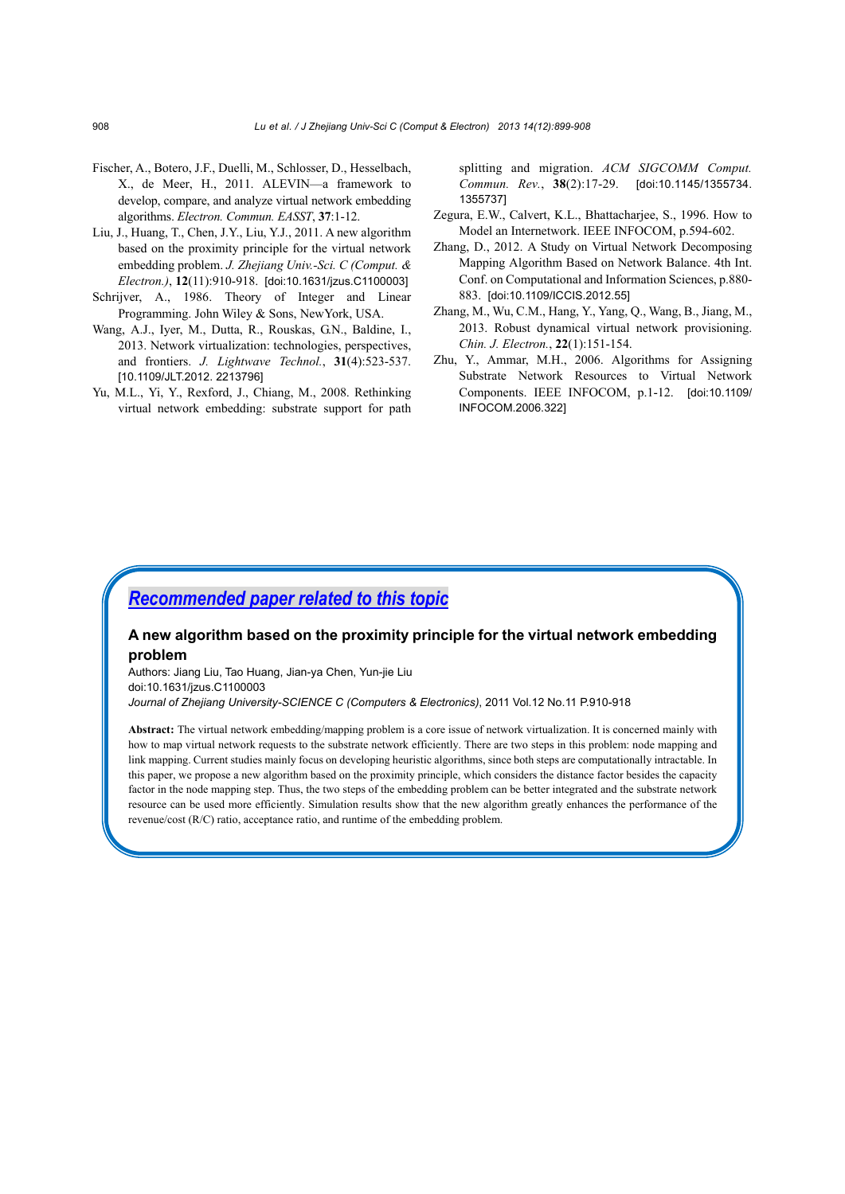Fischer, A., Botero, J.F., Duelli, M., Schlosser, D., Hesselbach, X., de Meer, H., 2011. ALEVIN—a framework to develop, compare, and analyze virtual network embedding algorithms. *Electron. Commun. EASST*, **37**:1-12.

Liu, J., Huang, T., Chen, J.Y., Liu, Y.J., 2011. A new algorithm based on the proximity principle for the virtual network embedding problem. *J. Zhejiang Univ.-Sci. C (Comput. & Electron.)*, **12**(11):910-918. [doi:10.1631/jzus.C1100003]

Schrijver, A., 1986. Theory of Integer and Linear Programming. John Wiley & Sons, NewYork, USA.

Wang, A.J., Iyer, M., Dutta, R., Rouskas, G.N., Baldine, I., 2013. Network virtualization: technologies, perspectives, and frontiers. *J. Lightwave Technol.*, **31**(4):523-537. [10.1109/JLT.2012. 2213796]

Yu, M.L., Yi, Y., Rexford, J., Chiang, M., 2008. Rethinking virtual network embedding: substrate support for path splitting and migration. *ACM SIGCOMM Comput. Commun. Rev.*, **38**(2):17-29. [doi:10.1145/1355734. 1355737]

Zegura, E.W., Calvert, K.L., Bhattacharjee, S., 1996. How to Model an Internetwork. IEEE INFOCOM, p.594-602.

Zhang, D., 2012. A Study on Virtual Network Decomposing Mapping Algorithm Based on Network Balance. 4th Int. Conf. on Computational and Information Sciences, p.880-883. [doi:10.1109/ICCIS.2012.55]

Zhang, M., Wu, C.M., Hang, Y., Yang, Q., Wang, B., Jiang, M., 2013. Robust dynamical virtual network provisioning. *Chin. J. Electron.*, **22**(1):151-154.

Zhu, Y., Ammar, M.H., 2006. Algorithms for Assigning Substrate Network Resources to Virtual Network Components. IEEE INFOCOM, p.1-12. [doi:10.1109/ INFOCOM.2006.322]

## *Recommended paper related to this topic*

### A new algorithm based on the proximity principle for the virtual network embedding problem

Authors: Jiang Liu, Tao Huang, Jian-ya Chen, Yun-jie Liu
doi:10.1631/jzus.C1100003
*Journal of Zhejiang University-SCIENCE C (Computers & Electronics)*, 2011 Vol.12 No.11 P.910-918

**Abstract:** The virtual network embedding/mapping problem is a core issue of network virtualization. It is concerned mainly with how to map virtual network requests to the substrate network efficiently. There are two steps in this problem: node mapping and link mapping. Current studies mainly focus on developing heuristic algorithms, since both steps are computationally intractable. In this paper, we propose a new algorithm based on the proximity principle, which considers the distance factor besides the capacity factor in the node mapping step. Thus, the two steps of the embedding problem can be better integrated and the substrate network resource can be used more efficiently. Simulation results show that the new algorithm greatly enhances the performance of the revenue/cost (R/C) ratio, acceptance ratio, and runtime of the embedding problem.